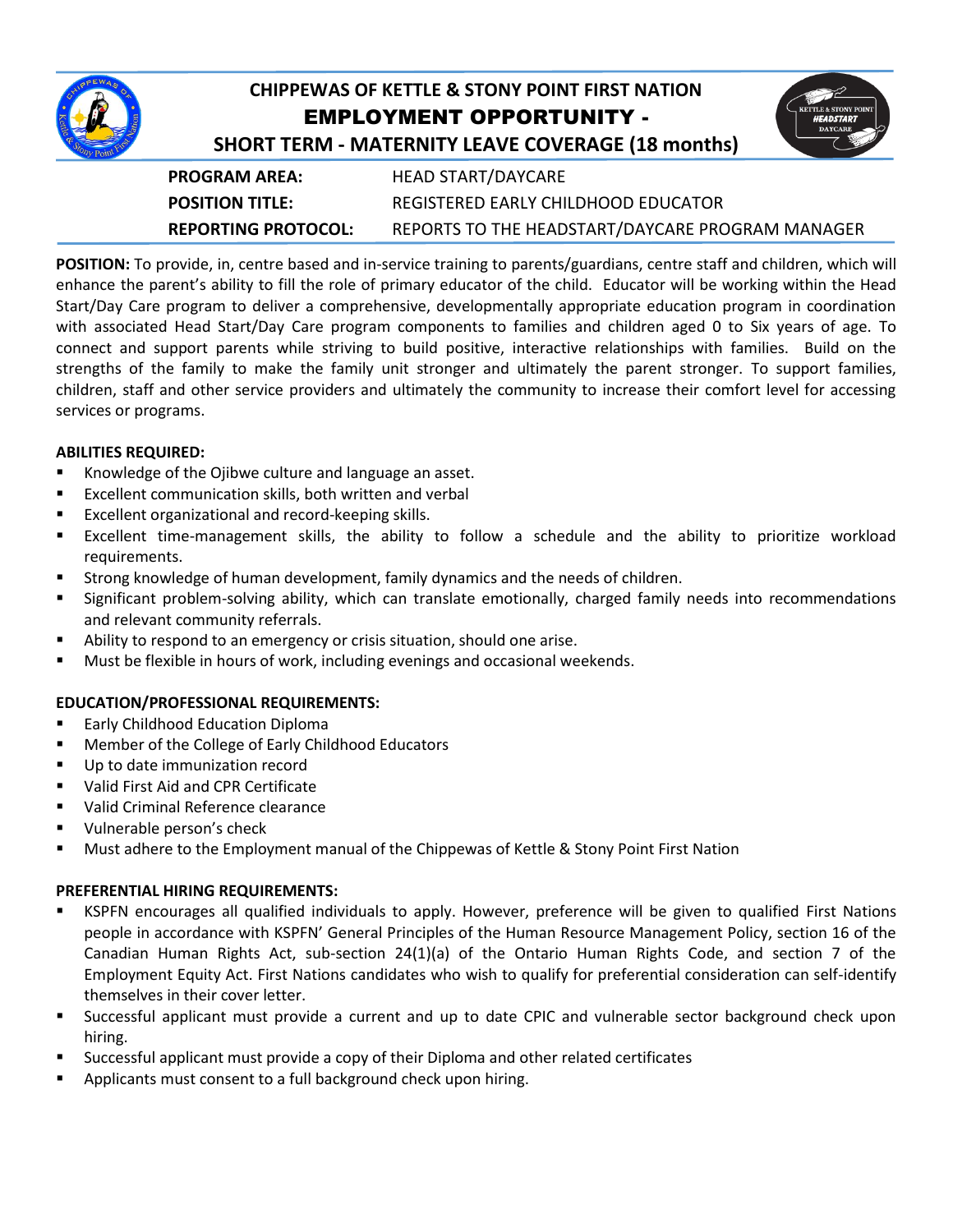# CHIPPEWAS OF KETTLE & STONY POINT FIRST NATION

## EMPLOYMENT OPPORTUNITY -

## SHORT TERM - MATERNITY LEAVE COVERAGE (18 months)

| | |
|---|---|
| **PROGRAM AREA:** | HEAD START/DAYCARE |
| **POSITION TITLE:** | REGISTERED EARLY CHILDHOOD EDUCATOR |
| **REPORTING PROTOCOL:** | REPORTS TO THE HEADSTART/DAYCARE PROGRAM MANAGER |

**POSITION:** To provide, in, centre based and in-service training to parents/guardians, centre staff and children, which will enhance the parent's ability to fill the role of primary educator of the child. Educator will be working within the Head Start/Day Care program to deliver a comprehensive, developmentally appropriate education program in coordination with associated Head Start/Day Care program components to families and children aged 0 to Six years of age. To connect and support parents while striving to build positive, interactive relationships with families. Build on the strengths of the family to make the family unit stronger and ultimately the parent stronger. To support families, children, staff and other service providers and ultimately the community to increase their comfort level for accessing services or programs.

**ABILITIES REQUIRED:**

- Knowledge of the Ojibwe culture and language an asset.
- Excellent communication skills, both written and verbal
- Excellent organizational and record-keeping skills.
- Excellent time-management skills, the ability to follow a schedule and the ability to prioritize workload requirements.
- Strong knowledge of human development, family dynamics and the needs of children.
- Significant problem-solving ability, which can translate emotionally, charged family needs into recommendations and relevant community referrals.
- Ability to respond to an emergency or crisis situation, should one arise.
- Must be flexible in hours of work, including evenings and occasional weekends.

**EDUCATION/PROFESSIONAL REQUIREMENTS:**

- Early Childhood Education Diploma
- Member of the College of Early Childhood Educators
- Up to date immunization record
- Valid First Aid and CPR Certificate
- Valid Criminal Reference clearance
- Vulnerable person's check
- Must adhere to the Employment manual of the Chippewas of Kettle & Stony Point First Nation

**PREFERENTIAL HIRING REQUIREMENTS:**

- KSPFN encourages all qualified individuals to apply. However, preference will be given to qualified First Nations people in accordance with KSPFN' General Principles of the Human Resource Management Policy, section 16 of the Canadian Human Rights Act, sub-section 24(1)(a) of the Ontario Human Rights Code, and section 7 of the Employment Equity Act. First Nations candidates who wish to qualify for preferential consideration can self-identify themselves in their cover letter.
- Successful applicant must provide a current and up to date CPIC and vulnerable sector background check upon hiring.
- Successful applicant must provide a copy of their Diploma and other related certificates
- Applicants must consent to a full background check upon hiring.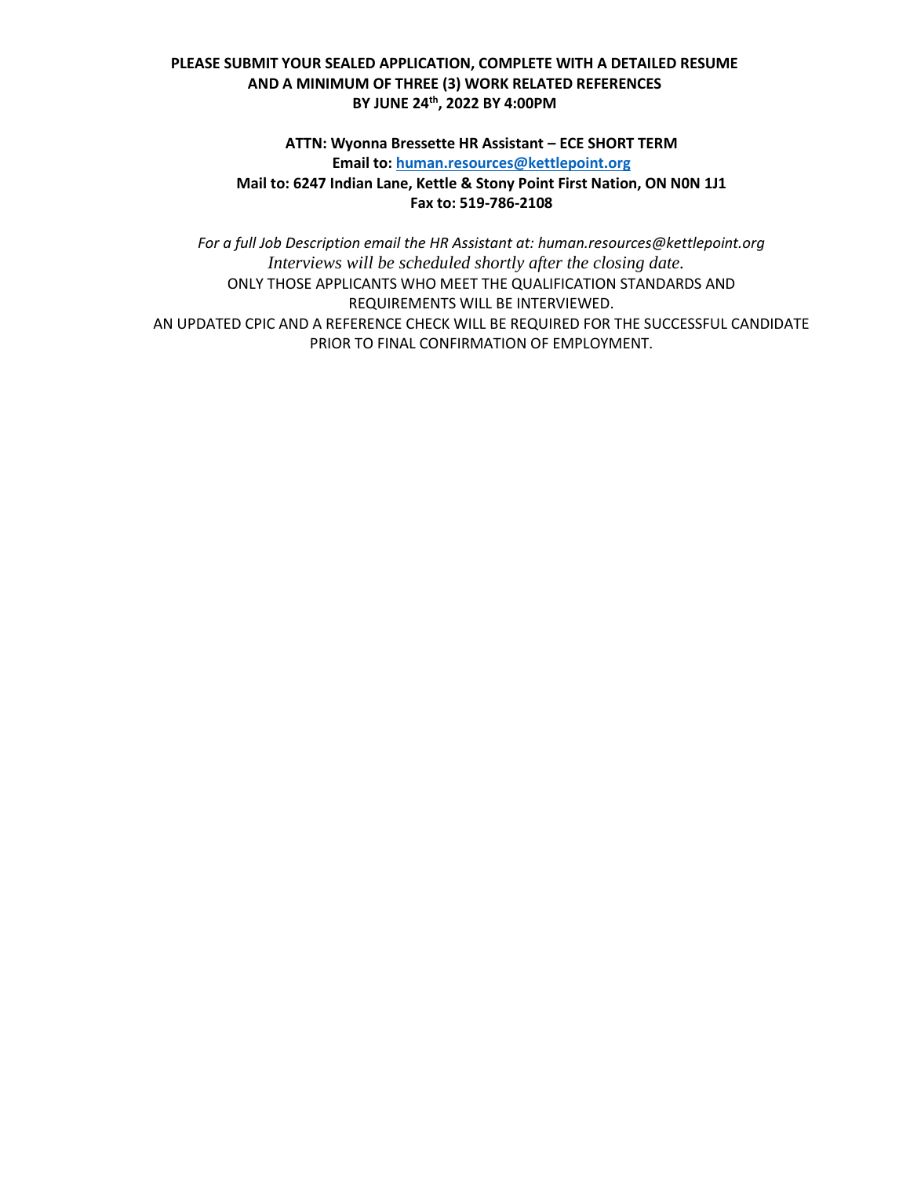**PLEASE SUBMIT YOUR SEALED APPLICATION, COMPLETE WITH A DETAILED RESUME AND A MINIMUM OF THREE (3) WORK RELATED REFERENCES BY JUNE 24th, 2022 BY 4:00PM**

**ATTN: Wyonna Bressette HR Assistant – ECE SHORT TERM**
**Email to: human.resources@kettlepoint.org**
**Mail to: 6247 Indian Lane, Kettle & Stony Point First Nation, ON N0N 1J1**
**Fax to: 519-786-2108**

*For a full Job Description email the HR Assistant at: human.resources@kettlepoint.org*
*Interviews will be scheduled shortly after the closing date.*

ONLY THOSE APPLICANTS WHO MEET THE QUALIFICATION STANDARDS AND REQUIREMENTS WILL BE INTERVIEWED.

AN UPDATED CPIC AND A REFERENCE CHECK WILL BE REQUIRED FOR THE SUCCESSFUL CANDIDATE PRIOR TO FINAL CONFIRMATION OF EMPLOYMENT.